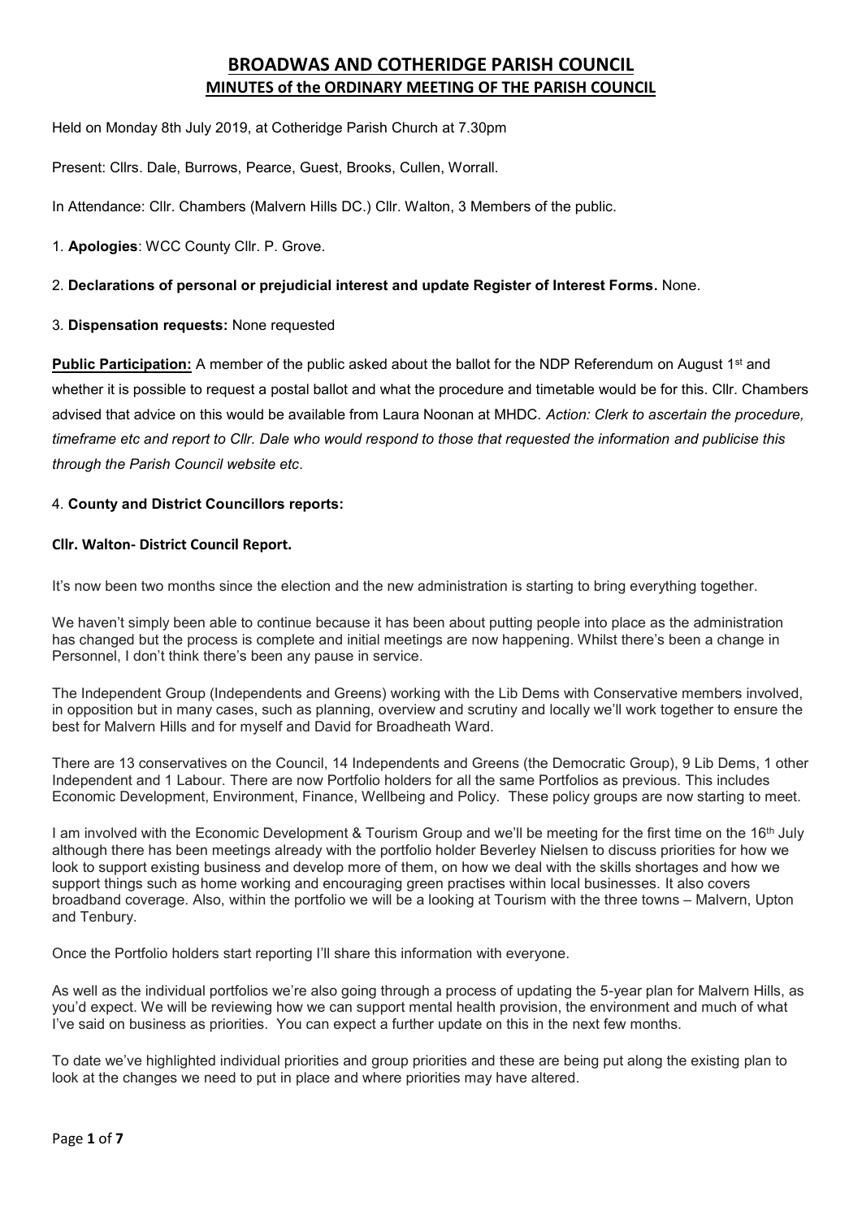# BROADWAS AND COTHERIDGE PARISH COUNCIL

## MINUTES of the ORDINARY MEETING OF THE PARISH COUNCIL

Held on Monday 8th July 2019, at Cotheridge Parish Church at 7.30pm

Present: Cllrs. Dale, Burrows, Pearce, Guest, Brooks, Cullen, Worrall.

In Attendance: Cllr. Chambers (Malvern Hills DC.) Cllr. Walton, 3 Members of the public.

1. **Apologies**: WCC County Cllr. P. Grove.

2. **Declarations of personal or prejudicial interest and update Register of Interest Forms.** None.

3. **Dispensation requests:** None requested

**Public Participation:** A member of the public asked about the ballot for the NDP Referendum on August 1st and whether it is possible to request a postal ballot and what the procedure and timetable would be for this. Cllr. Chambers advised that advice on this would be available from Laura Noonan at MHDC. *Action: Clerk to ascertain the procedure, timeframe etc and report to Cllr. Dale who would respond to those that requested the information and publicise this through the Parish Council website etc*.

4. **County and District Councillors reports:**

**Cllr. Walton- District Council Report.**

It's now been two months since the election and the new administration is starting to bring everything together.

We haven't simply been able to continue because it has been about putting people into place as the administration has changed but the process is complete and initial meetings are now happening. Whilst there's been a change in Personnel, I don't think there's been any pause in service.

The Independent Group (Independents and Greens) working with the Lib Dems with Conservative members involved, in opposition but in many cases, such as planning, overview and scrutiny and locally we'll work together to ensure the best for Malvern Hills and for myself and David for Broadheath Ward.

There are 13 conservatives on the Council, 14 Independents and Greens (the Democratic Group), 9 Lib Dems, 1 other Independent and 1 Labour. There are now Portfolio holders for all the same Portfolios as previous. This includes Economic Development, Environment, Finance, Wellbeing and Policy. These policy groups are now starting to meet.

I am involved with the Economic Development & Tourism Group and we'll be meeting for the first time on the 16th July although there has been meetings already with the portfolio holder Beverley Nielsen to discuss priorities for how we look to support existing business and develop more of them, on how we deal with the skills shortages and how we support things such as home working and encouraging green practises within local businesses. It also covers broadband coverage. Also, within the portfolio we will be a looking at Tourism with the three towns – Malvern, Upton and Tenbury.

Once the Portfolio holders start reporting I'll share this information with everyone.

As well as the individual portfolios we're also going through a process of updating the 5-year plan for Malvern Hills, as you'd expect. We will be reviewing how we can support mental health provision, the environment and much of what I've said on business as priorities. You can expect a further update on this in the next few months.

To date we've highlighted individual priorities and group priorities and these are being put along the existing plan to look at the changes we need to put in place and where priorities may have altered.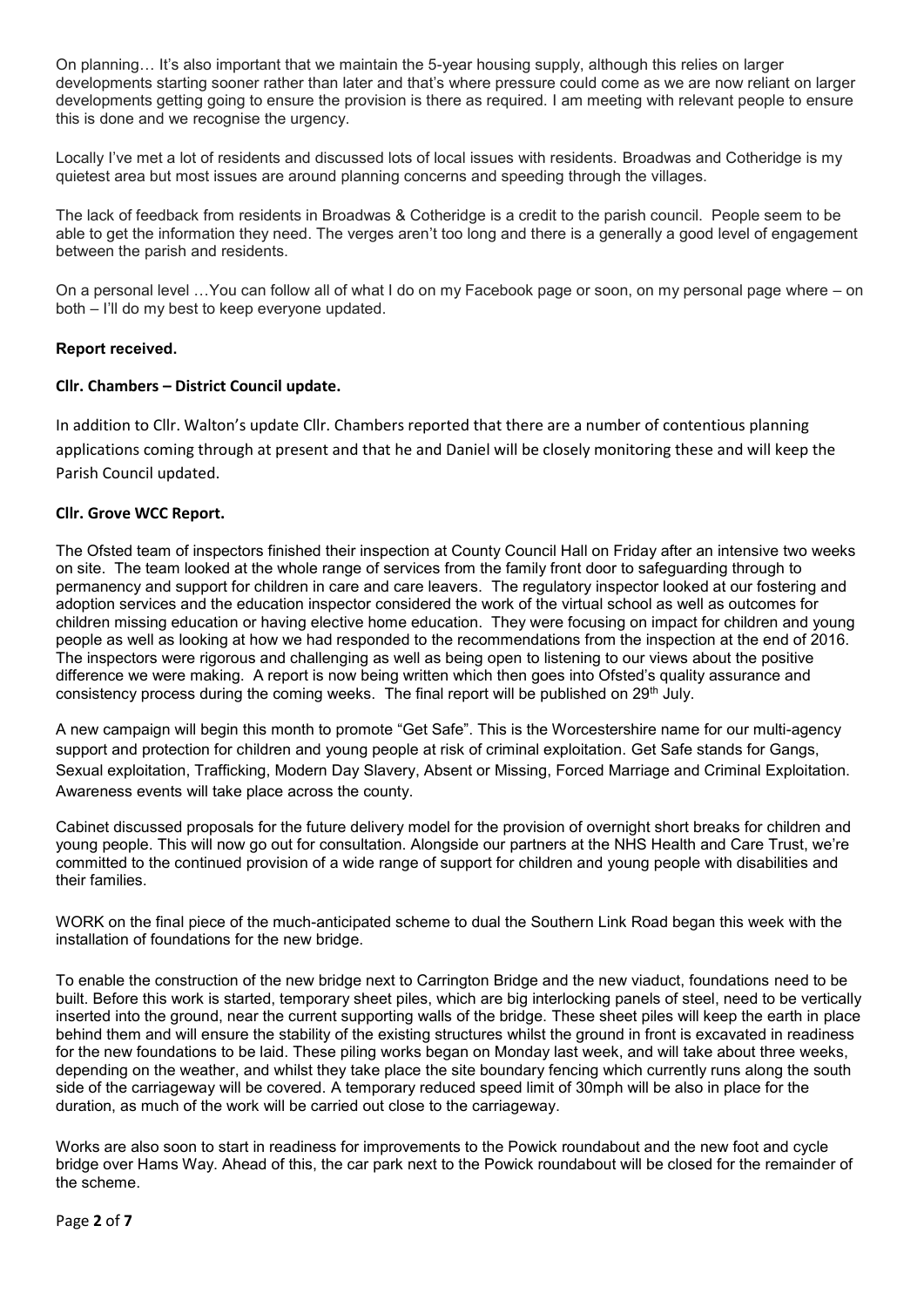On planning… It's also important that we maintain the 5-year housing supply, although this relies on larger developments starting sooner rather than later and that's where pressure could come as we are now reliant on larger developments getting going to ensure the provision is there as required. I am meeting with relevant people to ensure this is done and we recognise the urgency.

Locally I've met a lot of residents and discussed lots of local issues with residents. Broadwas and Cotheridge is my quietest area but most issues are around planning concerns and speeding through the villages.

The lack of feedback from residents in Broadwas & Cotheridge is a credit to the parish council. People seem to be able to get the information they need. The verges aren't too long and there is a generally a good level of engagement between the parish and residents.

On a personal level …You can follow all of what I do on my Facebook page or soon, on my personal page where – on both – I'll do my best to keep everyone updated.

**Report received.**

**Cllr. Chambers – District Council update.**

In addition to Cllr. Walton's update Cllr. Chambers reported that there are a number of contentious planning applications coming through at present and that he and Daniel will be closely monitoring these and will keep the Parish Council updated.

**Cllr. Grove WCC Report.**

The Ofsted team of inspectors finished their inspection at County Council Hall on Friday after an intensive two weeks on site. The team looked at the whole range of services from the family front door to safeguarding through to permanency and support for children in care and care leavers. The regulatory inspector looked at our fostering and adoption services and the education inspector considered the work of the virtual school as well as outcomes for children missing education or having elective home education. They were focusing on impact for children and young people as well as looking at how we had responded to the recommendations from the inspection at the end of 2016. The inspectors were rigorous and challenging as well as being open to listening to our views about the positive difference we were making. A report is now being written which then goes into Ofsted's quality assurance and consistency process during the coming weeks. The final report will be published on 29th July.

A new campaign will begin this month to promote "Get Safe". This is the Worcestershire name for our multi-agency support and protection for children and young people at risk of criminal exploitation. Get Safe stands for Gangs, Sexual exploitation, Trafficking, Modern Day Slavery, Absent or Missing, Forced Marriage and Criminal Exploitation. Awareness events will take place across the county.

Cabinet discussed proposals for the future delivery model for the provision of overnight short breaks for children and young people. This will now go out for consultation. Alongside our partners at the NHS Health and Care Trust, we're committed to the continued provision of a wide range of support for children and young people with disabilities and their families.

WORK on the final piece of the much-anticipated scheme to dual the Southern Link Road began this week with the installation of foundations for the new bridge.

To enable the construction of the new bridge next to Carrington Bridge and the new viaduct, foundations need to be built. Before this work is started, temporary sheet piles, which are big interlocking panels of steel, need to be vertically inserted into the ground, near the current supporting walls of the bridge. These sheet piles will keep the earth in place behind them and will ensure the stability of the existing structures whilst the ground in front is excavated in readiness for the new foundations to be laid. These piling works began on Monday last week, and will take about three weeks, depending on the weather, and whilst they take place the site boundary fencing which currently runs along the south side of the carriageway will be covered. A temporary reduced speed limit of 30mph will be also in place for the duration, as much of the work will be carried out close to the carriageway.

Works are also soon to start in readiness for improvements to the Powick roundabout and the new foot and cycle bridge over Hams Way. Ahead of this, the car park next to the Powick roundabout will be closed for the remainder of the scheme.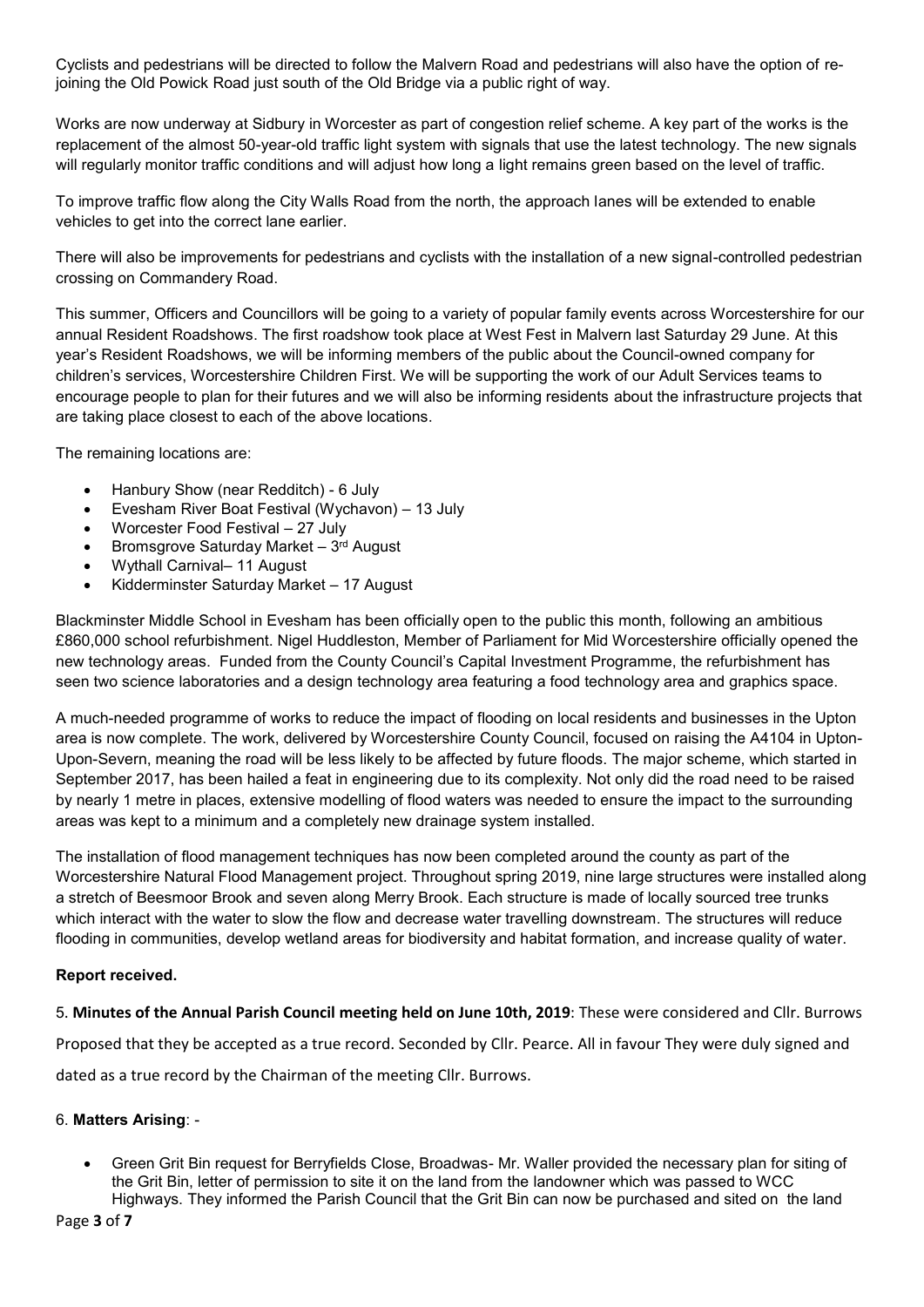Cyclists and pedestrians will be directed to follow the Malvern Road and pedestrians will also have the option of re-joining the Old Powick Road just south of the Old Bridge via a public right of way.

Works are now underway at Sidbury in Worcester as part of congestion relief scheme. A key part of the works is the replacement of the almost 50-year-old traffic light system with signals that use the latest technology. The new signals will regularly monitor traffic conditions and will adjust how long a light remains green based on the level of traffic.

To improve traffic flow along the City Walls Road from the north, the approach lanes will be extended to enable vehicles to get into the correct lane earlier.

There will also be improvements for pedestrians and cyclists with the installation of a new signal-controlled pedestrian crossing on Commandery Road.

This summer, Officers and Councillors will be going to a variety of popular family events across Worcestershire for our annual Resident Roadshows. The first roadshow took place at West Fest in Malvern last Saturday 29 June. At this year's Resident Roadshows, we will be informing members of the public about the Council-owned company for children's services, Worcestershire Children First. We will be supporting the work of our Adult Services teams to encourage people to plan for their futures and we will also be informing residents about the infrastructure projects that are taking place closest to each of the above locations.

The remaining locations are:

- Hanbury Show (near Redditch) - 6 July
- Evesham River Boat Festival (Wychavon) – 13 July
- Worcester Food Festival – 27 July
- Bromsgrove Saturday Market – 3rd August
- Wythall Carnival– 11 August
- Kidderminster Saturday Market – 17 August

Blackminster Middle School in Evesham has been officially open to the public this month, following an ambitious £860,000 school refurbishment. Nigel Huddleston, Member of Parliament for Mid Worcestershire officially opened the new technology areas. Funded from the County Council's Capital Investment Programme, the refurbishment has seen two science laboratories and a design technology area featuring a food technology area and graphics space.

A much-needed programme of works to reduce the impact of flooding on local residents and businesses in the Upton area is now complete. The work, delivered by Worcestershire County Council, focused on raising the A4104 in Upton-Upon-Severn, meaning the road will be less likely to be affected by future floods. The major scheme, which started in September 2017, has been hailed a feat in engineering due to its complexity. Not only did the road need to be raised by nearly 1 metre in places, extensive modelling of flood waters was needed to ensure the impact to the surrounding areas was kept to a minimum and a completely new drainage system installed.

The installation of flood management techniques has now been completed around the county as part of the Worcestershire Natural Flood Management project. Throughout spring 2019, nine large structures were installed along a stretch of Beesmoor Brook and seven along Merry Brook. Each structure is made of locally sourced tree trunks which interact with the water to slow the flow and decrease water travelling downstream. The structures will reduce flooding in communities, develop wetland areas for biodiversity and habitat formation, and increase quality of water.

**Report received.**

5. **Minutes of the Annual Parish Council meeting held on June 10th, 2019**: These were considered and Cllr. Burrows Proposed that they be accepted as a true record. Seconded by Cllr. Pearce. All in favour They were duly signed and dated as a true record by the Chairman of the meeting Cllr. Burrows.

6. **Matters Arising**: -

- Green Grit Bin request for Berryfields Close, Broadwas- Mr. Waller provided the necessary plan for siting of the Grit Bin, letter of permission to site it on the land from the landowner which was passed to WCC Highways. They informed the Parish Council that the Grit Bin can now be purchased and sited on the land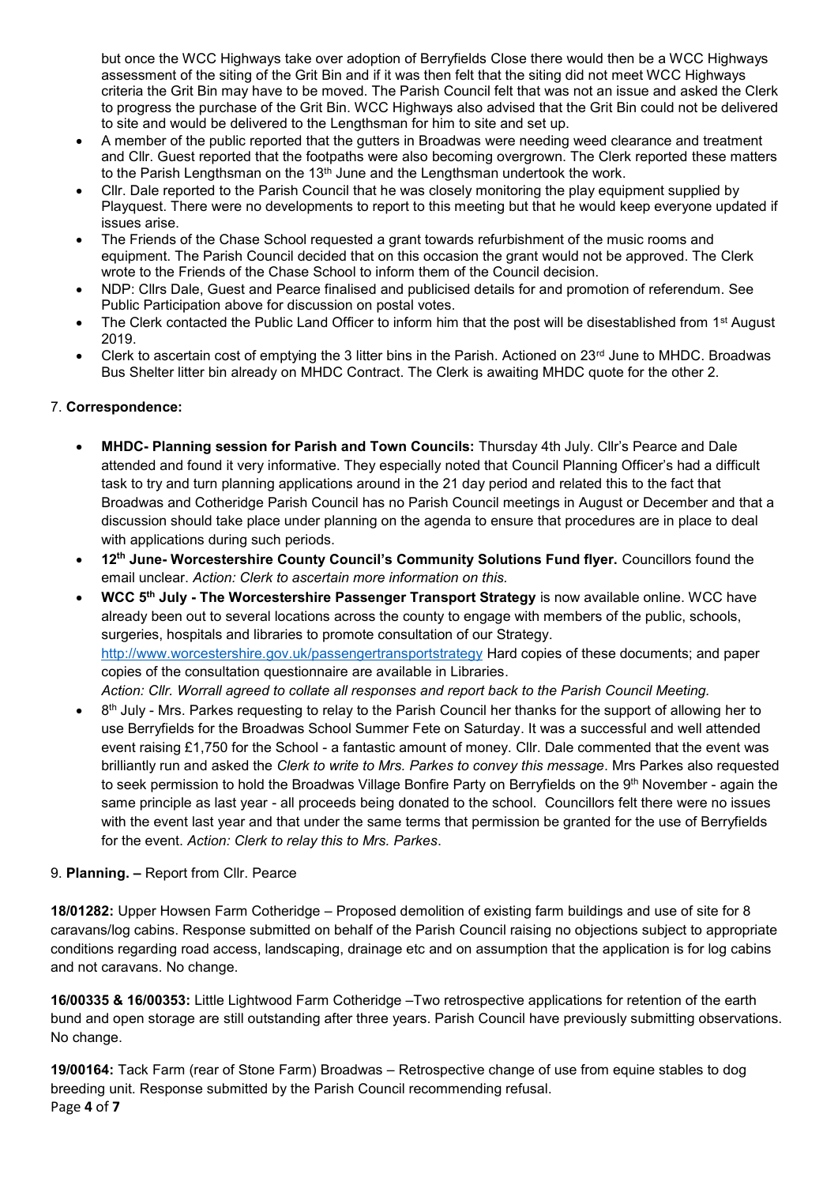but once the WCC Highways take over adoption of Berryfields Close there would then be a WCC Highways assessment of the siting of the Grit Bin and if it was then felt that the siting did not meet WCC Highways criteria the Grit Bin may have to be moved. The Parish Council felt that was not an issue and asked the Clerk to progress the purchase of the Grit Bin. WCC Highways also advised that the Grit Bin could not be delivered to site and would be delivered to the Lengthsman for him to site and set up.

- A member of the public reported that the gutters in Broadwas were needing weed clearance and treatment and Cllr. Guest reported that the footpaths were also becoming overgrown. The Clerk reported these matters to the Parish Lengthsman on the 13th June and the Lengthsman undertook the work.
- Cllr. Dale reported to the Parish Council that he was closely monitoring the play equipment supplied by Playquest. There were no developments to report to this meeting but that he would keep everyone updated if issues arise.
- The Friends of the Chase School requested a grant towards refurbishment of the music rooms and equipment. The Parish Council decided that on this occasion the grant would not be approved. The Clerk wrote to the Friends of the Chase School to inform them of the Council decision.
- NDP: Cllrs Dale, Guest and Pearce finalised and publicised details for and promotion of referendum. See Public Participation above for discussion on postal votes.
- The Clerk contacted the Public Land Officer to inform him that the post will be disestablished from 1st August 2019.
- Clerk to ascertain cost of emptying the 3 litter bins in the Parish. Actioned on 23rd June to MHDC. Broadwas Bus Shelter litter bin already on MHDC Contract. The Clerk is awaiting MHDC quote for the other 2.

7. **Correspondence:**

- **MHDC- Planning session for Parish and Town Councils:** Thursday 4th July. Cllr's Pearce and Dale attended and found it very informative. They especially noted that Council Planning Officer's had a difficult task to try and turn planning applications around in the 21 day period and related this to the fact that Broadwas and Cotheridge Parish Council has no Parish Council meetings in August or December and that a discussion should take place under planning on the agenda to ensure that procedures are in place to deal with applications during such periods.
- **12th June- Worcestershire County Council's Community Solutions Fund flyer.** Councillors found the email unclear. *Action: Clerk to ascertain more information on this.*
- **WCC 5th July - The Worcestershire Passenger Transport Strategy** is now available online. WCC have already been out to several locations across the county to engage with members of the public, schools, surgeries, hospitals and libraries to promote consultation of our Strategy. [http://www.worcestershire.gov.uk/passengertransportstrategy](http://www.worcestershire.gov.uk/passengertransportstrategy) Hard copies of these documents; and paper copies of the consultation questionnaire are available in Libraries.
  *Action: Cllr. Worrall agreed to collate all responses and report back to the Parish Council Meeting.*
- 8th July - Mrs. Parkes requesting to relay to the Parish Council her thanks for the support of allowing her to use Berryfields for the Broadwas School Summer Fete on Saturday. It was a successful and well attended event raising £1,750 for the School - a fantastic amount of money. Cllr. Dale commented that the event was brilliantly run and asked the *Clerk to write to Mrs. Parkes to convey this message*. Mrs Parkes also requested to seek permission to hold the Broadwas Village Bonfire Party on Berryfields on the 9th November - again the same principle as last year - all proceeds being donated to the school. Councillors felt there were no issues with the event last year and that under the same terms that permission be granted for the use of Berryfields for the event. *Action: Clerk to relay this to Mrs. Parkes*.

9. **Planning. –** Report from Cllr. Pearce

**18/01282:** Upper Howsen Farm Cotheridge – Proposed demolition of existing farm buildings and use of site for 8 caravans/log cabins. Response submitted on behalf of the Parish Council raising no objections subject to appropriate conditions regarding road access, landscaping, drainage etc and on assumption that the application is for log cabins and not caravans. No change.

**16/00335 & 16/00353:** Little Lightwood Farm Cotheridge –Two retrospective applications for retention of the earth bund and open storage are still outstanding after three years. Parish Council have previously submitting observations. No change.

**19/00164:** Tack Farm (rear of Stone Farm) Broadwas – Retrospective change of use from equine stables to dog breeding unit. Response submitted by the Parish Council recommending refusal.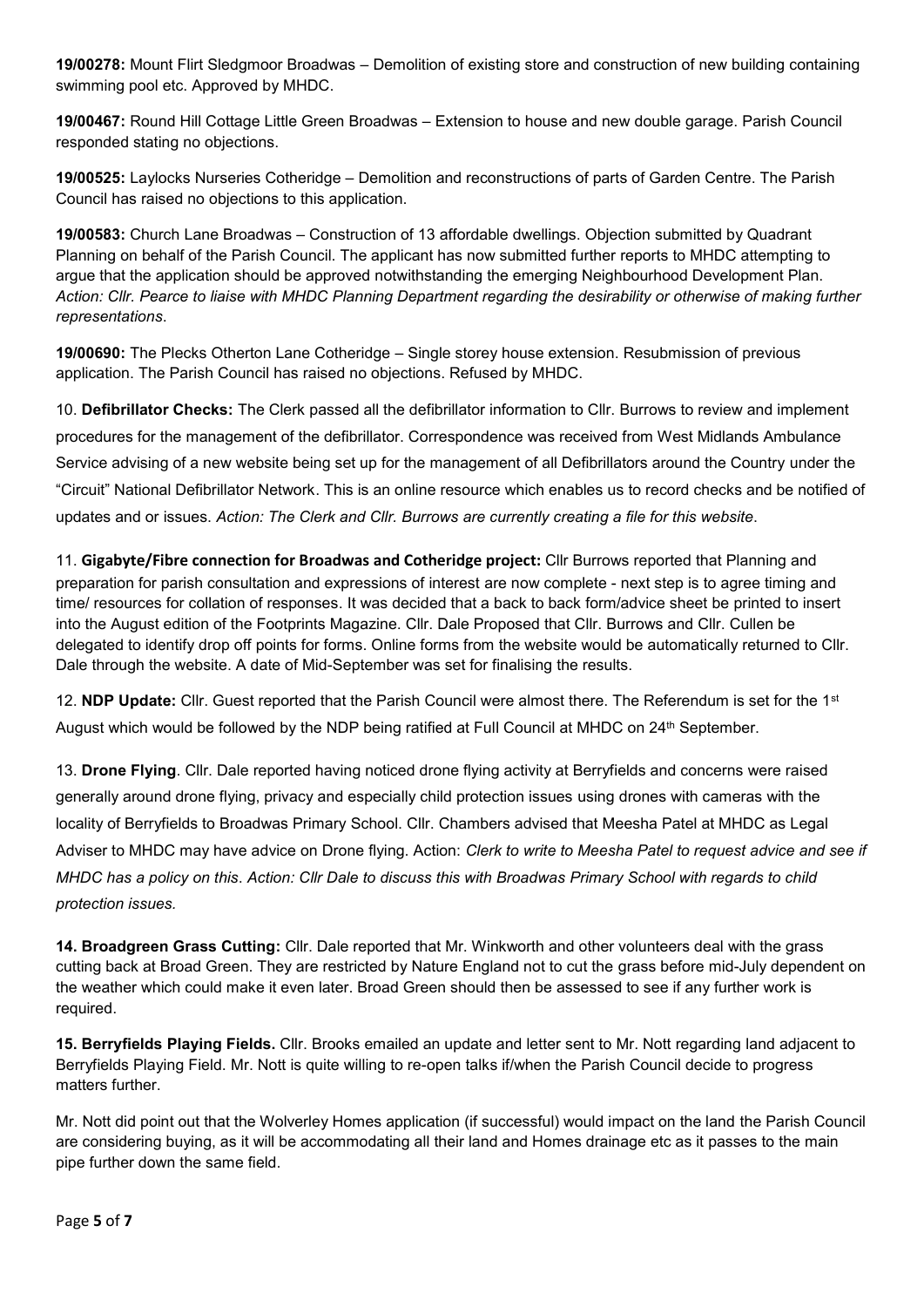**19/00278:** Mount Flirt Sledgmoor Broadwas – Demolition of existing store and construction of new building containing swimming pool etc. Approved by MHDC.

**19/00467:** Round Hill Cottage Little Green Broadwas – Extension to house and new double garage. Parish Council responded stating no objections.

**19/00525:** Laylocks Nurseries Cotheridge – Demolition and reconstructions of parts of Garden Centre. The Parish Council has raised no objections to this application.

**19/00583:** Church Lane Broadwas – Construction of 13 affordable dwellings. Objection submitted by Quadrant Planning on behalf of the Parish Council. The applicant has now submitted further reports to MHDC attempting to argue that the application should be approved notwithstanding the emerging Neighbourhood Development Plan. *Action: Cllr. Pearce to liaise with MHDC Planning Department regarding the desirability or otherwise of making further representations*.

**19/00690:** The Plecks Otherton Lane Cotheridge – Single storey house extension. Resubmission of previous application. The Parish Council has raised no objections. Refused by MHDC.

10. **Defibrillator Checks:** The Clerk passed all the defibrillator information to Cllr. Burrows to review and implement procedures for the management of the defibrillator. Correspondence was received from West Midlands Ambulance Service advising of a new website being set up for the management of all Defibrillators around the Country under the "Circuit" National Defibrillator Network. This is an online resource which enables us to record checks and be notified of updates and or issues. *Action: The Clerk and Cllr. Burrows are currently creating a file for this website*.

11. **Gigabyte/Fibre connection for Broadwas and Cotheridge project:** Cllr Burrows reported that Planning and preparation for parish consultation and expressions of interest are now complete - next step is to agree timing and time/ resources for collation of responses. It was decided that a back to back form/advice sheet be printed to insert into the August edition of the Footprints Magazine. Cllr. Dale Proposed that Cllr. Burrows and Cllr. Cullen be delegated to identify drop off points for forms. Online forms from the website would be automatically returned to Cllr. Dale through the website. A date of Mid-September was set for finalising the results.

12. **NDP Update:** Cllr. Guest reported that the Parish Council were almost there. The Referendum is set for the 1st August which would be followed by the NDP being ratified at Full Council at MHDC on 24th September.

13. **Drone Flying**. Cllr. Dale reported having noticed drone flying activity at Berryfields and concerns were raised generally around drone flying, privacy and especially child protection issues using drones with cameras with the locality of Berryfields to Broadwas Primary School. Cllr. Chambers advised that Meesha Patel at MHDC as Legal Adviser to MHDC may have advice on Drone flying. Action: *Clerk to write to Meesha Patel to request advice and see if MHDC has a policy on this*. *Action: Cllr Dale to discuss this with Broadwas Primary School with regards to child protection issues.*

**14. Broadgreen Grass Cutting:** Cllr. Dale reported that Mr. Winkworth and other volunteers deal with the grass cutting back at Broad Green. They are restricted by Nature England not to cut the grass before mid-July dependent on the weather which could make it even later. Broad Green should then be assessed to see if any further work is required.

**15. Berryfields Playing Fields.** Cllr. Brooks emailed an update and letter sent to Mr. Nott regarding land adjacent to Berryfields Playing Field. Mr. Nott is quite willing to re-open talks if/when the Parish Council decide to progress matters further.

Mr. Nott did point out that the Wolverley Homes application (if successful) would impact on the land the Parish Council are considering buying, as it will be accommodating all their land and Homes drainage etc as it passes to the main pipe further down the same field.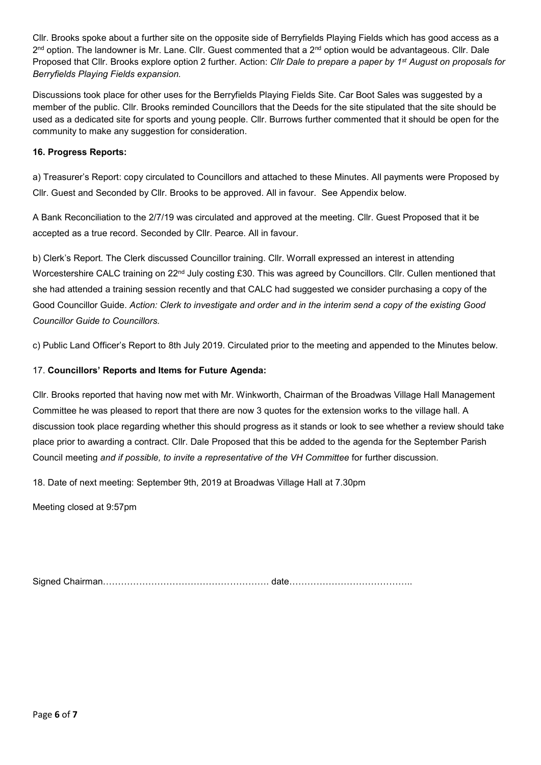Cllr. Brooks spoke about a further site on the opposite side of Berryfields Playing Fields which has good access as a 2nd option. The landowner is Mr. Lane. Cllr. Guest commented that a 2nd option would be advantageous. Cllr. Dale Proposed that Cllr. Brooks explore option 2 further. Action: *Cllr Dale to prepare a paper by 1st August on proposals for Berryfields Playing Fields expansion.*

Discussions took place for other uses for the Berryfields Playing Fields Site. Car Boot Sales was suggested by a member of the public. Cllr. Brooks reminded Councillors that the Deeds for the site stipulated that the site should be used as a dedicated site for sports and young people. Cllr. Burrows further commented that it should be open for the community to make any suggestion for consideration.

**16. Progress Reports:**

a) Treasurer's Report: copy circulated to Councillors and attached to these Minutes. All payments were Proposed by Cllr. Guest and Seconded by Cllr. Brooks to be approved. All in favour. See Appendix below.

A Bank Reconciliation to the 2/7/19 was circulated and approved at the meeting. Cllr. Guest Proposed that it be accepted as a true record. Seconded by Cllr. Pearce. All in favour.

b) Clerk's Report. The Clerk discussed Councillor training. Cllr. Worrall expressed an interest in attending Worcestershire CALC training on 22nd July costing £30. This was agreed by Councillors. Cllr. Cullen mentioned that she had attended a training session recently and that CALC had suggested we consider purchasing a copy of the Good Councillor Guide. *Action: Clerk to investigate and order and in the interim send a copy of the existing Good Councillor Guide to Councillors.*

c) Public Land Officer's Report to 8th July 2019. Circulated prior to the meeting and appended to the Minutes below.

17. **Councillors' Reports and Items for Future Agenda:**

Cllr. Brooks reported that having now met with Mr. Winkworth, Chairman of the Broadwas Village Hall Management Committee he was pleased to report that there are now 3 quotes for the extension works to the village hall. A discussion took place regarding whether this should progress as it stands or look to see whether a review should take place prior to awarding a contract. Cllr. Dale Proposed that this be added to the agenda for the September Parish Council meeting *and if possible, to invite a representative of the VH Committee* for further discussion.

18. Date of next meeting: September 9th, 2019 at Broadwas Village Hall at 7.30pm

Meeting closed at 9:57pm

Signed Chairman……………………………………………… date…………………………………..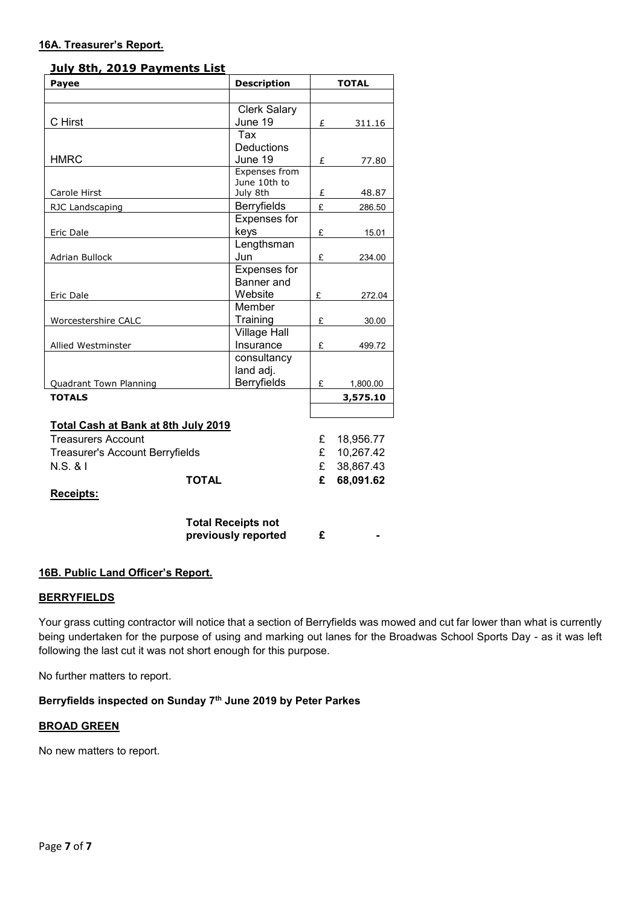**16A. Treasurer's Report.**

**July 8th, 2019 Payments List**

| Payee | Description | TOTAL |
|---|---|---|
| | | |
| C Hirst | Clerk Salary June 19 | £ 311.16 |
| HMRC | Tax Deductions June 19 | £ 77.80 |
| Carole Hirst | Expenses from June 10th to July 8th | £ 48.87 |
| RJC Landscaping | Berryfields | £ 286.50 |
| Eric Dale | Expenses for keys | £ 15.01 |
| Adrian Bullock | Lengthsman Jun | £ 234.00 |
| Eric Dale | Expenses for Banner and Website | £ 272.04 |
| Worcestershire CALC | Member Training | £ 30.00 |
| Allied Westminster | Village Hall Insurance | £ 499.72 |
| Quadrant Town Planning | consultancy land adj. Berryfields | £ 1,800.00 |
| **TOTALS** | | **3,575.10** |

**Total Cash at Bank at 8th July 2019**

| | |
|---|---|
| Treasurers Account | £ 18,956.77 |
| Treasurer's Account Berryfields | £ 10,267.42 |
| N.S. & I | £ 38,867.43 |
| **TOTAL** | **£ 68,091.62** |

**Receipts:**

**Total Receipts not previously reported** **£ -**

**16B. Public Land Officer's Report.**

**BERRYFIELDS**

Your grass cutting contractor will notice that a section of Berryfields was mowed and cut far lower than what is currently being undertaken for the purpose of using and marking out lanes for the Broadwas School Sports Day - as it was left following the last cut it was not short enough for this purpose.

No further matters to report.

**Berryfields inspected on Sunday 7th June 2019 by Peter Parkes**

**BROAD GREEN**

No new matters to report.